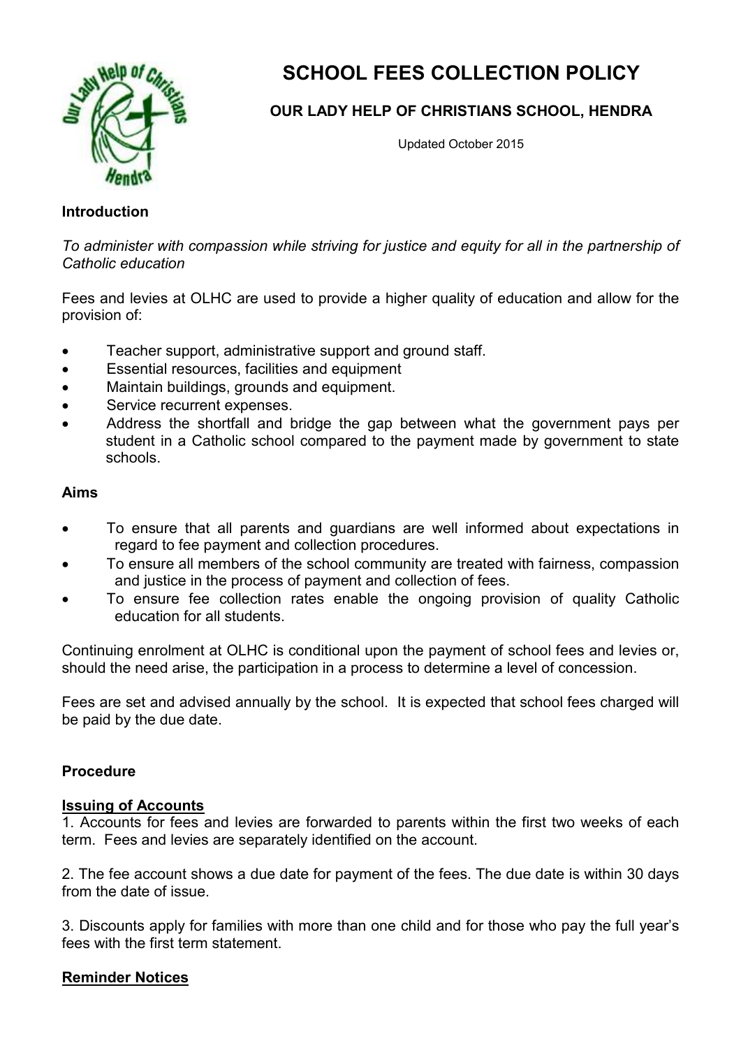# SCHOOL FEES COLLECTION POLICY

## OUR LADY HELP OF CHRISTIANS SCHOOL, HENDRA

Updated October 2015

**Introduction**

*To administer with compassion while striving for justice and equity for all in the partnership of Catholic education*

Fees and levies at OLHC are used to provide a higher quality of education and allow for the provision of:

- Teacher support, administrative support and ground staff.
- Essential resources, facilities and equipment
- Maintain buildings, grounds and equipment.
- Service recurrent expenses.
- Address the shortfall and bridge the gap between what the government pays per student in a Catholic school compared to the payment made by government to state schools.

**Aims**

- To ensure that all parents and guardians are well informed about expectations in regard to fee payment and collection procedures.
- To ensure all members of the school community are treated with fairness, compassion and justice in the process of payment and collection of fees.
- To ensure fee collection rates enable the ongoing provision of quality Catholic education for all students.

Continuing enrolment at OLHC is conditional upon the payment of school fees and levies or, should the need arise, the participation in a process to determine a level of concession.

Fees are set and advised annually by the school. It is expected that school fees charged will be paid by the due date.

**Procedure**

**Issuing of Accounts**

1. Accounts for fees and levies are forwarded to parents within the first two weeks of each term. Fees and levies are separately identified on the account.

2. The fee account shows a due date for payment of the fees. The due date is within 30 days from the date of issue.

3. Discounts apply for families with more than one child and for those who pay the full year's fees with the first term statement.

**Reminder Notices**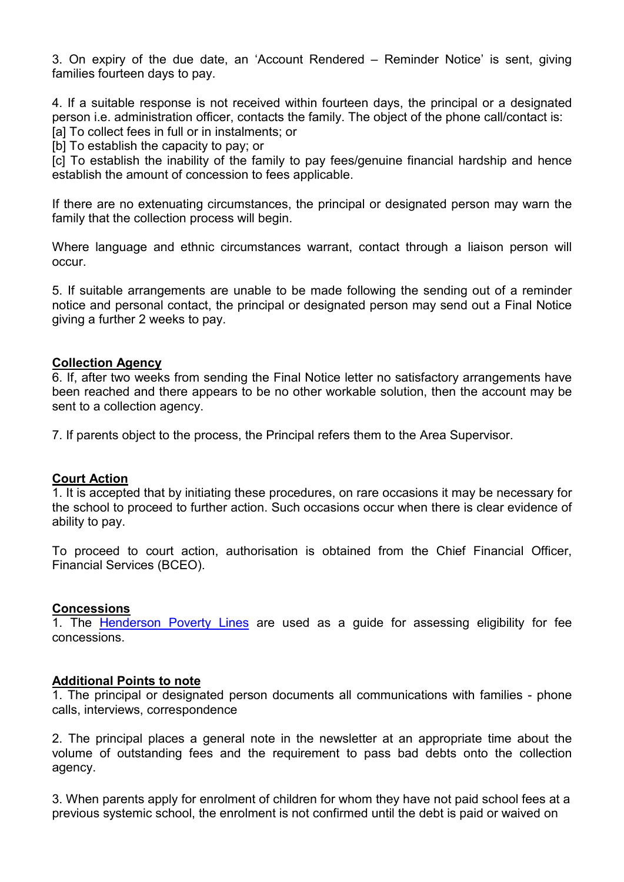3. On expiry of the due date, an 'Account Rendered – Reminder Notice' is sent, giving families fourteen days to pay.

4. If a suitable response is not received within fourteen days, the principal or a designated person i.e. administration officer, contacts the family. The object of the phone call/contact is:
[a] To collect fees in full or in instalments; or
[b] To establish the capacity to pay; or
[c] To establish the inability of the family to pay fees/genuine financial hardship and hence establish the amount of concession to fees applicable.

If there are no extenuating circumstances, the principal or designated person may warn the family that the collection process will begin.

Where language and ethnic circumstances warrant, contact through a liaison person will occur.

5. If suitable arrangements are unable to be made following the sending out of a reminder notice and personal contact, the principal or designated person may send out a Final Notice giving a further 2 weeks to pay.

**Collection Agency**

6. If, after two weeks from sending the Final Notice letter no satisfactory arrangements have been reached and there appears to be no other workable solution, then the account may be sent to a collection agency.

7. If parents object to the process, the Principal refers them to the Area Supervisor.

**Court Action**

1. It is accepted that by initiating these procedures, on rare occasions it may be necessary for the school to proceed to further action. Such occasions occur when there is clear evidence of ability to pay.

To proceed to court action, authorisation is obtained from the Chief Financial Officer, Financial Services (BCEO).

**Concessions**

1. The Henderson Poverty Lines are used as a guide for assessing eligibility for fee concessions.

**Additional Points to note**

1. The principal or designated person documents all communications with families - phone calls, interviews, correspondence

2. The principal places a general note in the newsletter at an appropriate time about the volume of outstanding fees and the requirement to pass bad debts onto the collection agency.

3. When parents apply for enrolment of children for whom they have not paid school fees at a previous systemic school, the enrolment is not confirmed until the debt is paid or waived on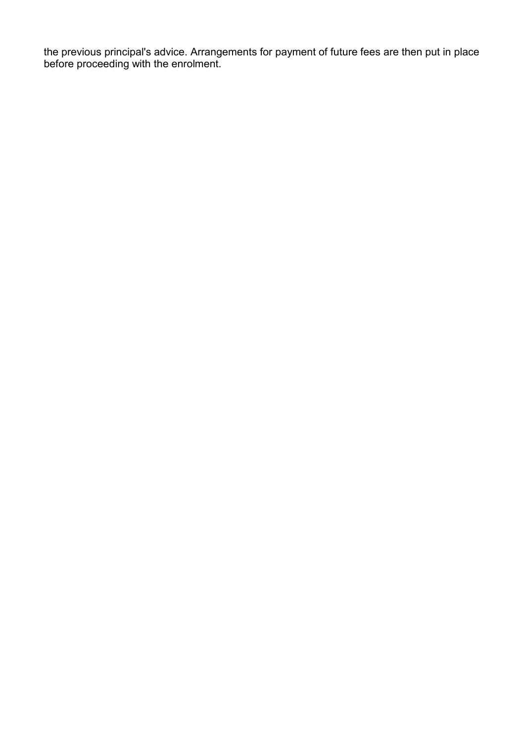the previous principal's advice. Arrangements for payment of future fees are then put in place before proceeding with the enrolment.